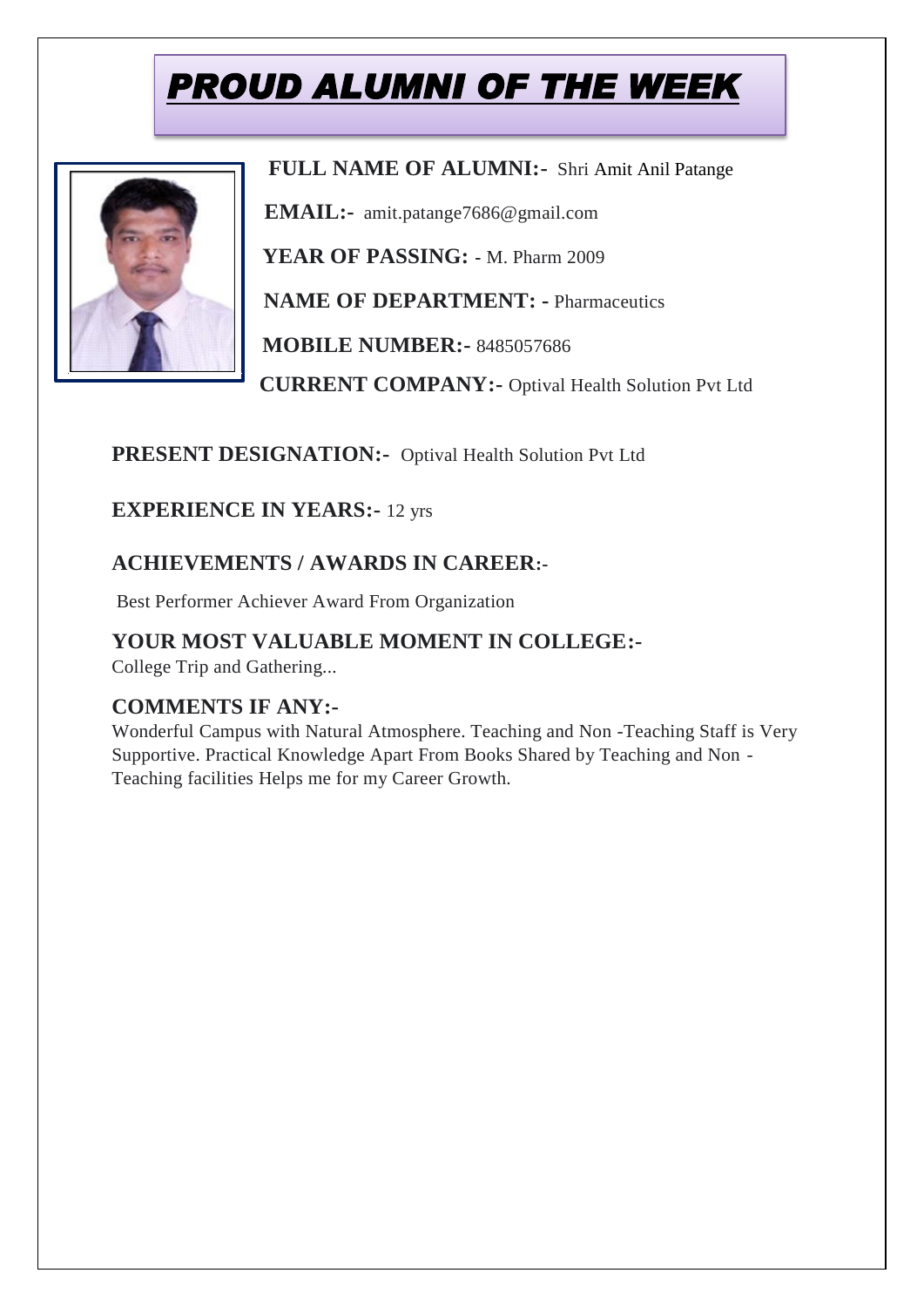# PROUD ALUMNI OF THE WEEK

**FULL NAME OF ALUMNI:-** Shri Amit Anil Patange

**EMAIL:-** amit.patange7686@gmail.com

**YEAR OF PASSING:** - M. Pharm 2009

**NAME OF DEPARTMENT: -** Pharmaceutics

**MOBILE NUMBER:-** 8485057686

**CURRENT COMPANY:-** Optival Health Solution Pvt Ltd

**PRESENT DESIGNATION:-** Optival Health Solution Pvt Ltd

**EXPERIENCE IN YEARS:-** 12 yrs

**ACHIEVEMENTS / AWARDS IN CAREER:-**

Best Performer Achiever Award From Organization

**YOUR MOST VALUABLE MOMENT IN COLLEGE:-**

College Trip and Gathering...

**COMMENTS IF ANY:-**

Wonderful Campus with Natural Atmosphere. Teaching and Non -Teaching Staff is Very Supportive. Practical Knowledge Apart From Books Shared by Teaching and Non - Teaching facilities Helps me for my Career Growth.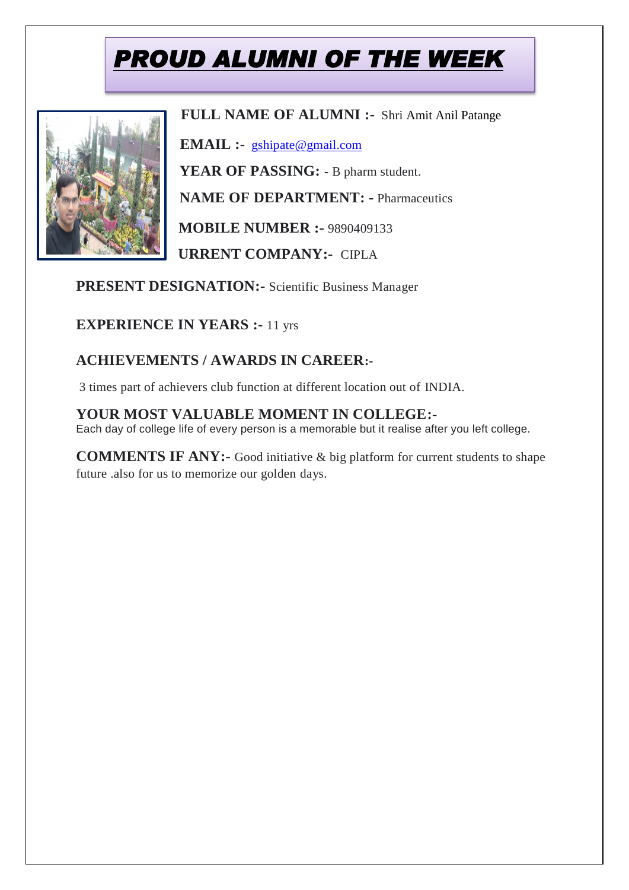# PROUD ALUMNI OF THE WEEK

**FULL NAME OF ALUMNI :-** Shri Amit Anil Patange

**EMAIL :-** gshipate@gmail.com

**YEAR OF PASSING:** - B pharm student.

**NAME OF DEPARTMENT: -** Pharmaceutics

**MOBILE NUMBER :-** 9890409133

**URRENT COMPANY:-** CIPLA

**PRESENT DESIGNATION:-** Scientific Business Manager

**EXPERIENCE IN YEARS :-** 11 yrs

**ACHIEVEMENTS / AWARDS IN CAREER**:-

3 times part of achievers club function at different location out of INDIA.

**YOUR MOST VALUABLE MOMENT IN COLLEGE:-**
Each day of college life of every person is a memorable but it realise after you left college.

**COMMENTS IF ANY:-** Good initiative & big platform for current students to shape future .also for us to memorize our golden days.